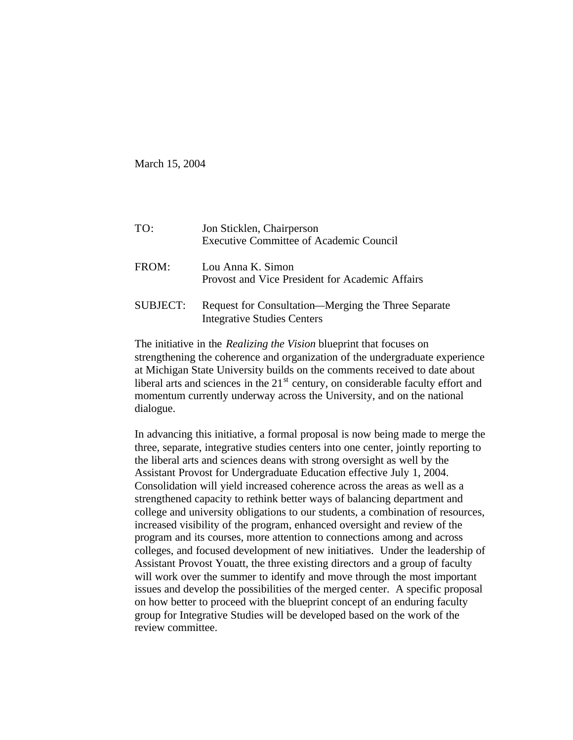March 15, 2004

TO: Jon Sticklen, Chairperson
Executive Committee of Academic Council

FROM: Lou Anna K. Simon
Provost and Vice President for Academic Affairs

SUBJECT: Request for Consultation—Merging the Three Separate Integrative Studies Centers

The initiative in the *Realizing the Vision* blueprint that focuses on strengthening the coherence and organization of the undergraduate experience at Michigan State University builds on the comments received to date about liberal arts and sciences in the 21st century, on considerable faculty effort and momentum currently underway across the University, and on the national dialogue.

In advancing this initiative, a formal proposal is now being made to merge the three, separate, integrative studies centers into one center, jointly reporting to the liberal arts and sciences deans with strong oversight as well by the Assistant Provost for Undergraduate Education effective July 1, 2004. Consolidation will yield increased coherence across the areas as well as a strengthened capacity to rethink better ways of balancing department and college and university obligations to our students, a combination of resources, increased visibility of the program, enhanced oversight and review of the program and its courses, more attention to connections among and across colleges, and focused development of new initiatives. Under the leadership of Assistant Provost Youatt, the three existing directors and a group of faculty will work over the summer to identify and move through the most important issues and develop the possibilities of the merged center. A specific proposal on how better to proceed with the blueprint concept of an enduring faculty group for Integrative Studies will be developed based on the work of the review committee.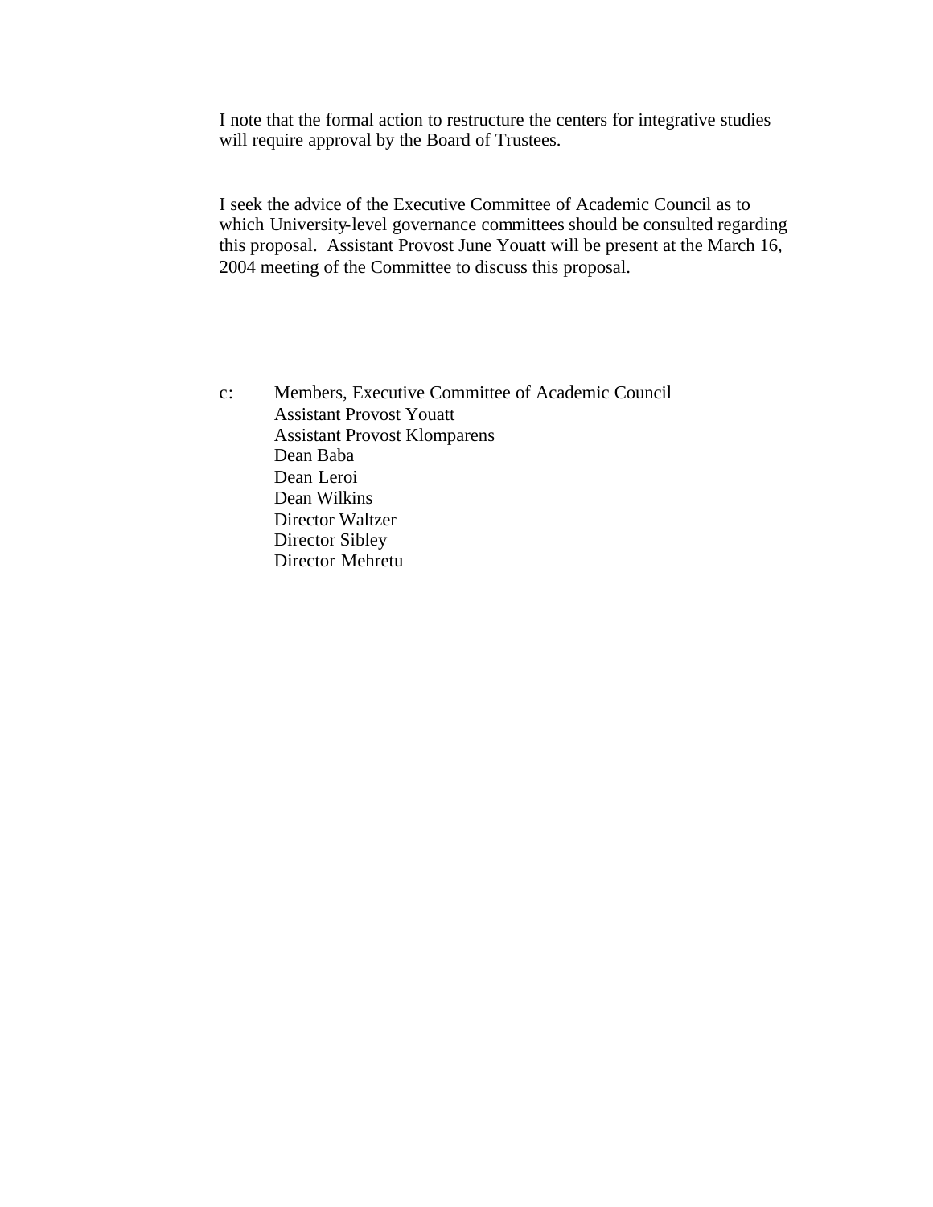I note that the formal action to restructure the centers for integrative studies will require approval by the Board of Trustees.

I seek the advice of the Executive Committee of Academic Council as to which University-level governance committees should be consulted regarding this proposal. Assistant Provost June Youatt will be present at the March 16, 2004 meeting of the Committee to discuss this proposal.

c: Members, Executive Committee of Academic Council
Assistant Provost Youatt
Assistant Provost Klomparens
Dean Baba
Dean Leroi
Dean Wilkins
Director Waltzer
Director Sibley
Director Mehretu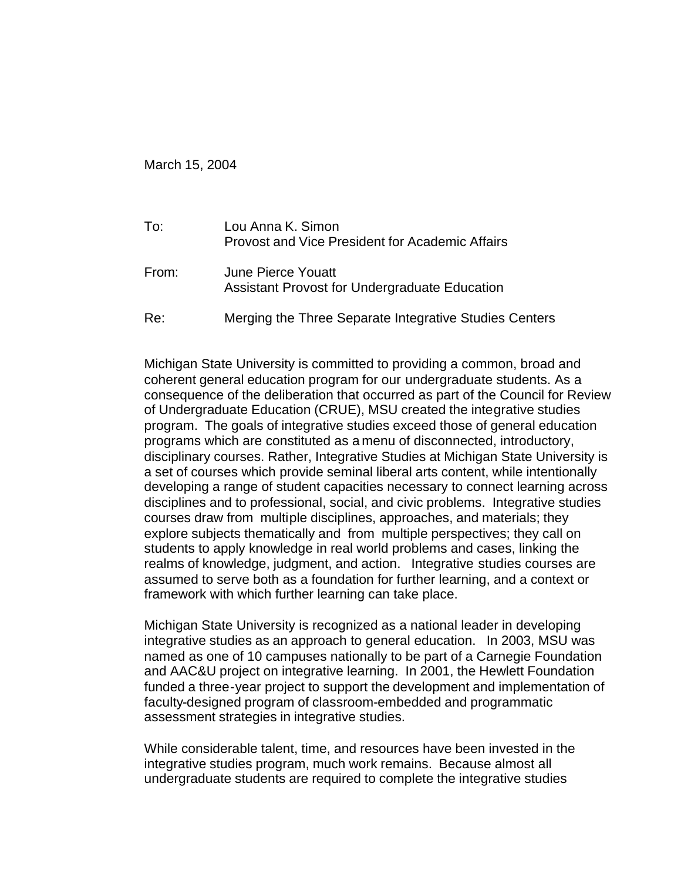March 15, 2004

To: Lou Anna K. Simon  
Provost and Vice President for Academic Affairs

From: June Pierce Youatt  
Assistant Provost for Undergraduate Education

Re: Merging the Three Separate Integrative Studies Centers

Michigan State University is committed to providing a common, broad and coherent general education program for our undergraduate students. As a consequence of the deliberation that occurred as part of the Council for Review of Undergraduate Education (CRUE), MSU created the integrative studies program. The goals of integrative studies exceed those of general education programs which are constituted as a menu of disconnected, introductory, disciplinary courses. Rather, Integrative Studies at Michigan State University is a set of courses which provide seminal liberal arts content, while intentionally developing a range of student capacities necessary to connect learning across disciplines and to professional, social, and civic problems. Integrative studies courses draw from multiple disciplines, approaches, and materials; they explore subjects thematically and from multiple perspectives; they call on students to apply knowledge in real world problems and cases, linking the realms of knowledge, judgment, and action. Integrative studies courses are assumed to serve both as a foundation for further learning, and a context or framework with which further learning can take place.

Michigan State University is recognized as a national leader in developing integrative studies as an approach to general education. In 2003, MSU was named as one of 10 campuses nationally to be part of a Carnegie Foundation and AAC&U project on integrative learning. In 2001, the Hewlett Foundation funded a three-year project to support the development and implementation of faculty-designed program of classroom-embedded and programmatic assessment strategies in integrative studies.

While considerable talent, time, and resources have been invested in the integrative studies program, much work remains. Because almost all undergraduate students are required to complete the integrative studies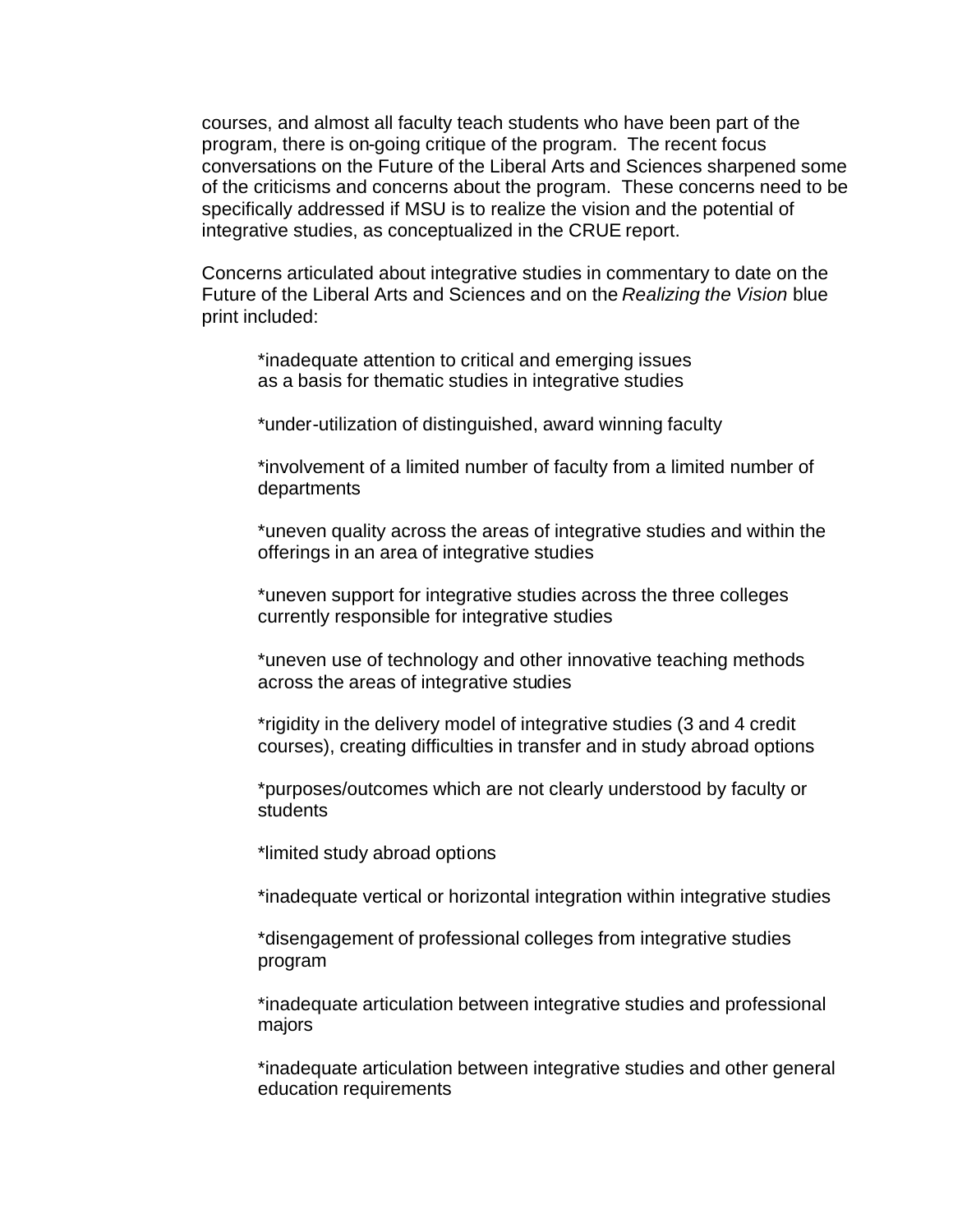courses, and almost all faculty teach students who have been part of the program, there is on-going critique of the program. The recent focus conversations on the Future of the Liberal Arts and Sciences sharpened some of the criticisms and concerns about the program. These concerns need to be specifically addressed if MSU is to realize the vision and the potential of integrative studies, as conceptualized in the CRUE report.

Concerns articulated about integrative studies in commentary to date on the Future of the Liberal Arts and Sciences and on the *Realizing the Vision* blue print included:

> *inadequate attention to critical and emerging issues as a basis for thematic studies in integrative studies
>
> *under-utilization of distinguished, award winning faculty
>
> *involvement of a limited number of faculty from a limited number of departments
>
> *uneven quality across the areas of integrative studies and within the offerings in an area of integrative studies
>
> *uneven support for integrative studies across the three colleges currently responsible for integrative studies
>
> *uneven use of technology and other innovative teaching methods across the areas of integrative studies
>
> *rigidity in the delivery model of integrative studies (3 and 4 credit courses), creating difficulties in transfer and in study abroad options
>
> *purposes/outcomes which are not clearly understood by faculty or students
>
> *limited study abroad options
>
> *inadequate vertical or horizontal integration within integrative studies
>
> *disengagement of professional colleges from integrative studies program
>
> *inadequate articulation between integrative studies and professional majors
>
> *inadequate articulation between integrative studies and other general education requirements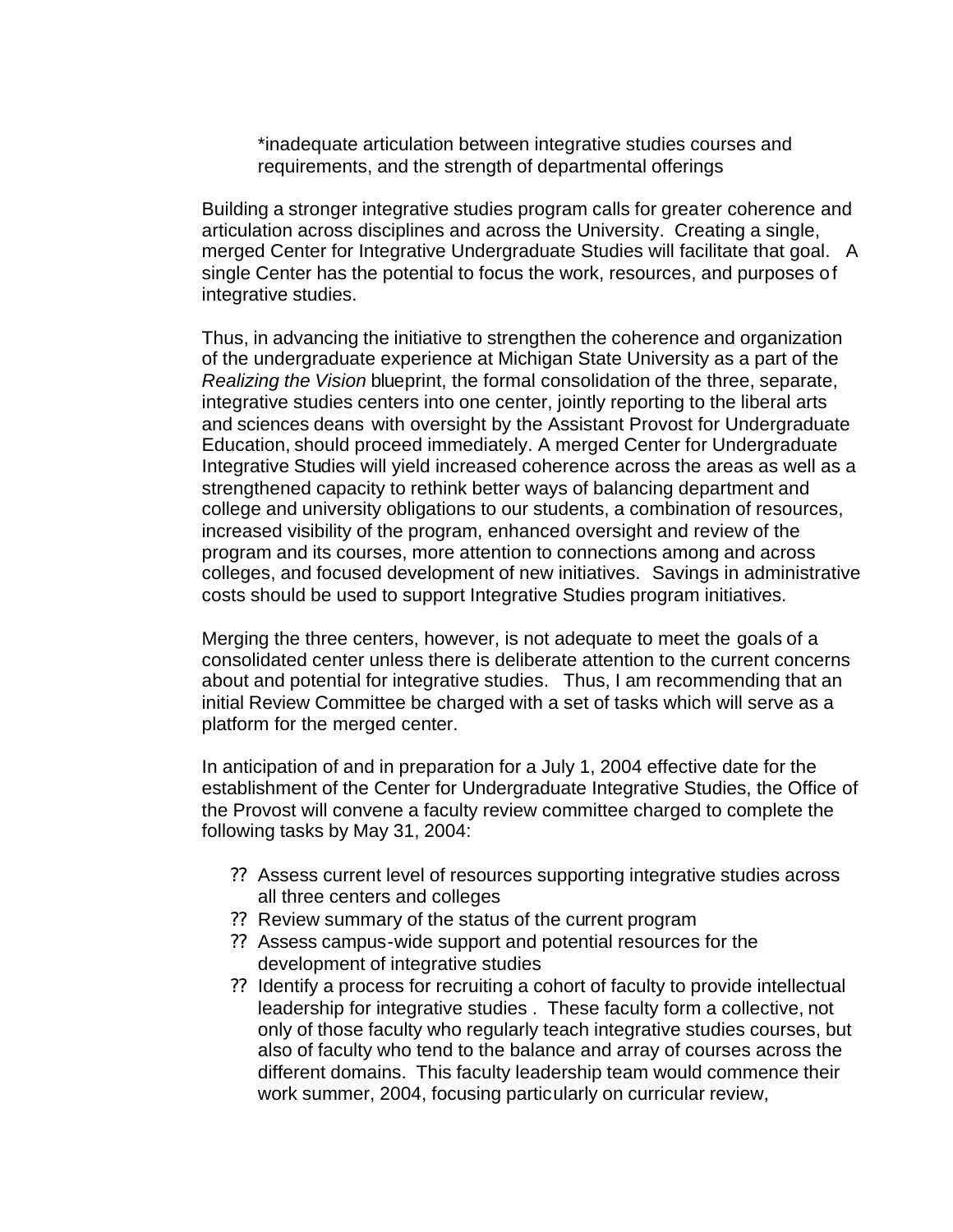*inadequate articulation between integrative studies courses and requirements, and the strength of departmental offerings

Building a stronger integrative studies program calls for greater coherence and articulation across disciplines and across the University. Creating a single, merged Center for Integrative Undergraduate Studies will facilitate that goal. A single Center has the potential to focus the work, resources, and purposes of integrative studies.

Thus, in advancing the initiative to strengthen the coherence and organization of the undergraduate experience at Michigan State University as a part of the *Realizing the Vision* blueprint, the formal consolidation of the three, separate, integrative studies centers into one center, jointly reporting to the liberal arts and sciences deans with oversight by the Assistant Provost for Undergraduate Education, should proceed immediately. A merged Center for Undergraduate Integrative Studies will yield increased coherence across the areas as well as a strengthened capacity to rethink better ways of balancing department and college and university obligations to our students, a combination of resources, increased visibility of the program, enhanced oversight and review of the program and its courses, more attention to connections among and across colleges, and focused development of new initiatives. Savings in administrative costs should be used to support Integrative Studies program initiatives.

Merging the three centers, however, is not adequate to meet the goals of a consolidated center unless there is deliberate attention to the current concerns about and potential for integrative studies. Thus, I am recommending that an initial Review Committee be charged with a set of tasks which will serve as a platform for the merged center.

In anticipation of and in preparation for a July 1, 2004 effective date for the establishment of the Center for Undergraduate Integrative Studies, the Office of the Provost will convene a faculty review committee charged to complete the following tasks by May 31, 2004:

- Assess current level of resources supporting integrative studies across all three centers and colleges
- Review summary of the status of the current program
- Assess campus-wide support and potential resources for the development of integrative studies
- Identify a process for recruiting a cohort of faculty to provide intellectual leadership for integrative studies . These faculty form a collective, not only of those faculty who regularly teach integrative studies courses, but also of faculty who tend to the balance and array of courses across the different domains. This faculty leadership team would commence their work summer, 2004, focusing particularly on curricular review,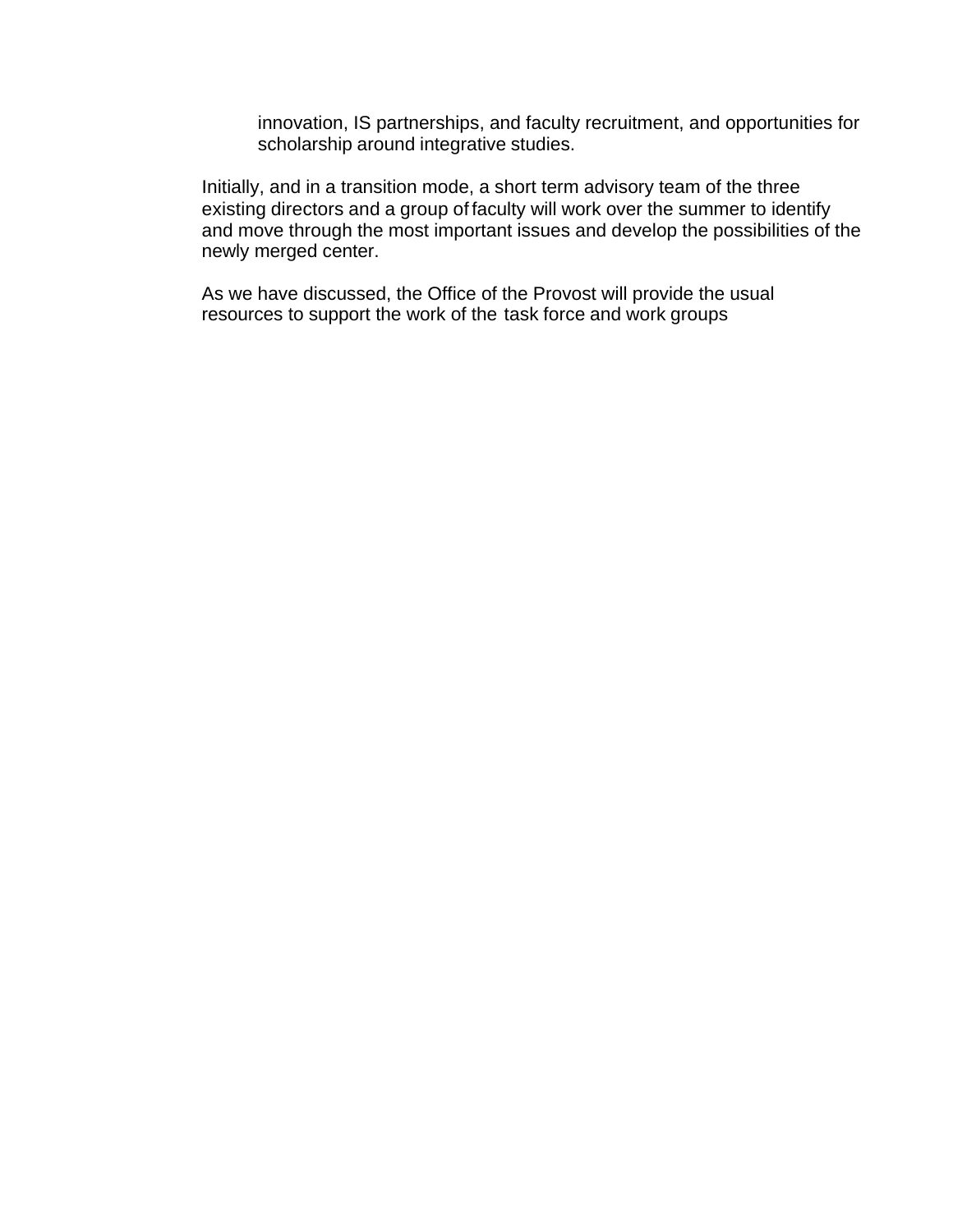innovation, IS partnerships, and faculty recruitment, and opportunities for scholarship around integrative studies.

Initially, and in a transition mode, a short term advisory team of the three existing directors and a group of faculty will work over the summer to identify and move through the most important issues and develop the possibilities of the newly merged center.

As we have discussed, the Office of the Provost will provide the usual resources to support the work of the task force and work groups